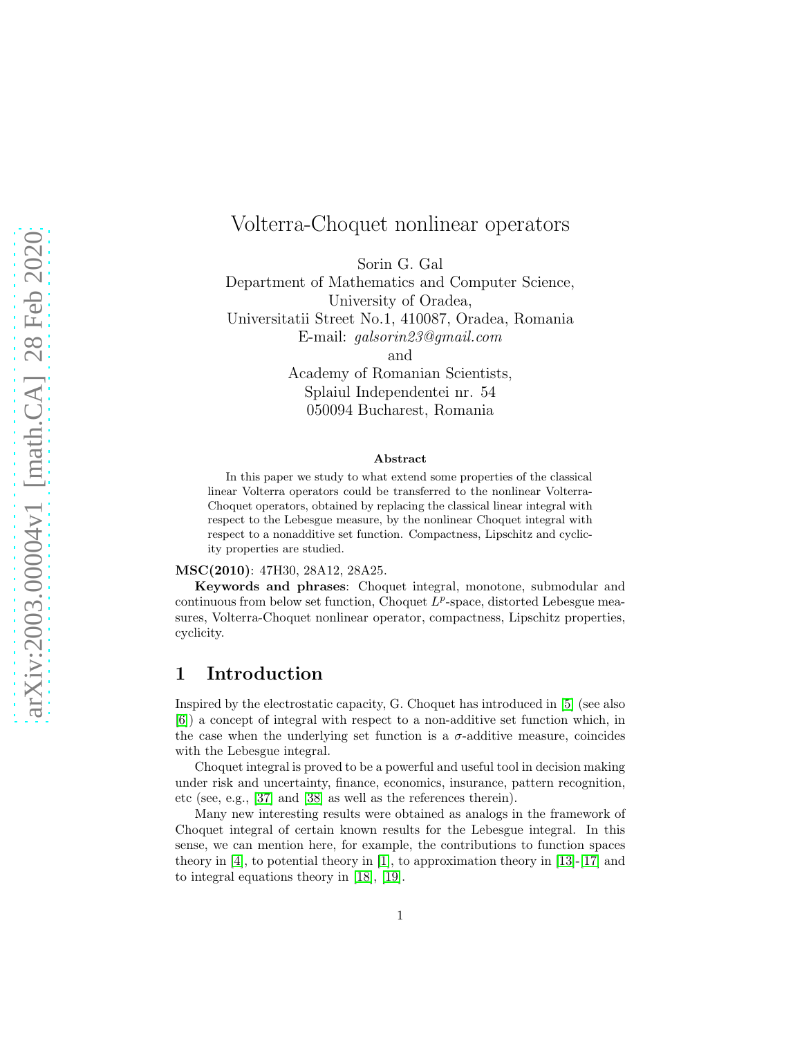# Volterra-Choquet nonlinear operators

Sorin G. Gal
Department of Mathematics and Computer Science,
University of Oradea,
Universitatii Street No.1, 410087, Oradea, Romania
E-mail: *galsorin23@gmail.com*
and
Academy of Romanian Scientists,
Splaiul Independentei nr. 54
050094 Bucharest, Romania

**Abstract**

In this paper we study to what extend some properties of the classical linear Volterra operators could be transferred to the nonlinear Volterra-Choquet operators, obtained by replacing the classical linear integral with respect to the Lebesgue measure, by the nonlinear Choquet integral with respect to a nonadditive set function. Compactness, Lipschitz and cyclicity properties are studied.

**MSC(2010)**: 47H30, 28A12, 28A25.

**Keywords and phrases**: Choquet integral, monotone, submodular and continuous from below set function, Choquet $L^p$-space, distorted Lebesgue measures, Volterra-Choquet nonlinear operator, compactness, Lipschitz properties, cyclicity.

## 1 Introduction

Inspired by the electrostatic capacity, G. Choquet has introduced in [5] (see also [6]) a concept of integral with respect to a non-additive set function which, in the case when the underlying set function is a $\sigma$-additive measure, coincides with the Lebesgue integral.

Choquet integral is proved to be a powerful and useful tool in decision making under risk and uncertainty, finance, economics, insurance, pattern recognition, etc (see, e.g., [37] and [38] as well as the references therein).

Many new interesting results were obtained as analogs in the framework of Choquet integral of certain known results for the Lebesgue integral. In this sense, we can mention here, for example, the contributions to function spaces theory in [4], to potential theory in [1], to approximation theory in [13]-[17] and to integral equations theory in [18], [19].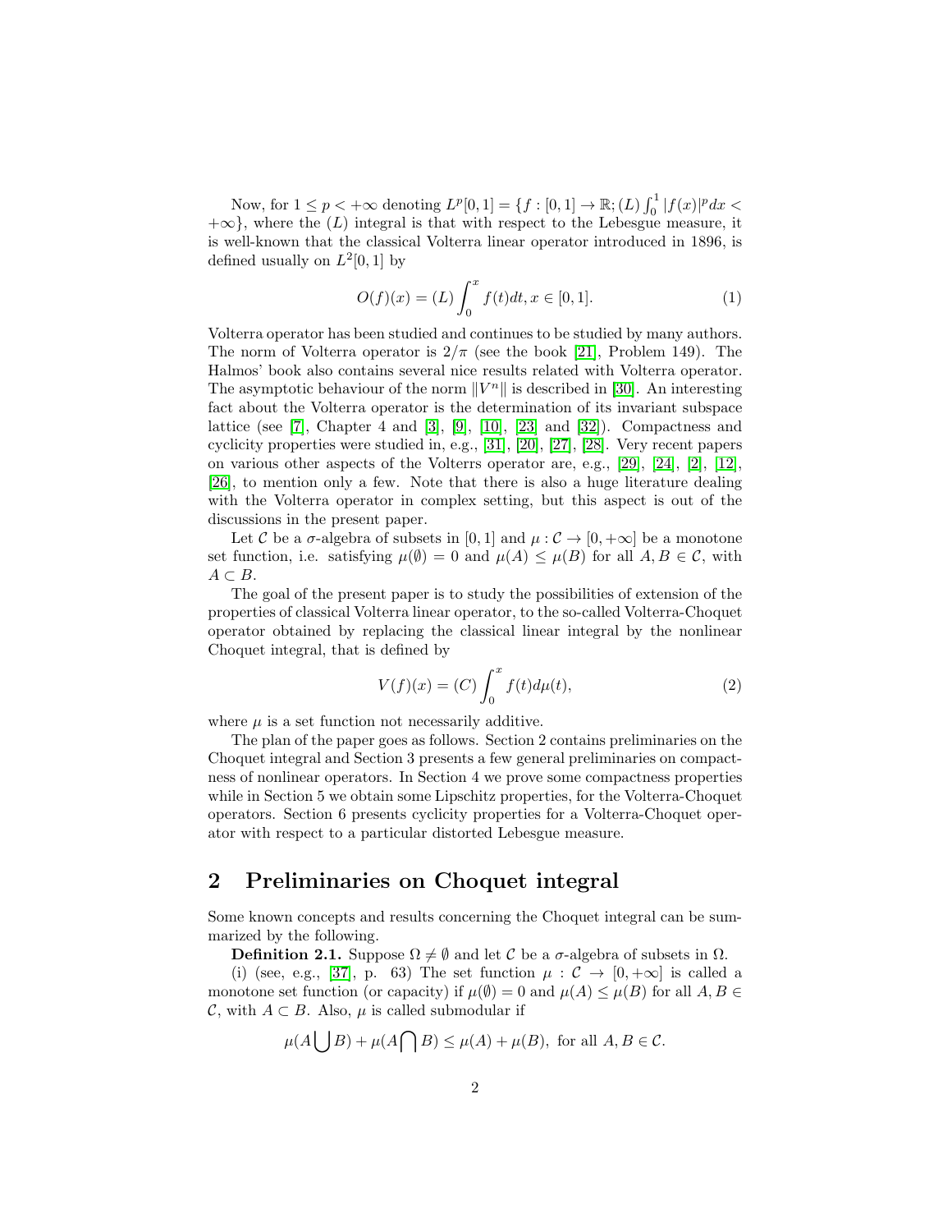Now, for $1 \le p < +\infty$ denoting $L^p[0,1] = \{f : [0,1] \to \mathbb{R}; (L)\int_0^1 |f(x)|^p dx < +\infty\}$, where the $(L)$ integral is that with respect to the Lebesgue measure, it is well-known that the classical Volterra linear operator introduced in 1896, is defined usually on $L^2[0,1]$ by

$$O(f)(x) = (L)\int_0^x f(t)dt, x \in [0,1]. \tag{1}$$

Volterra operator has been studied and continues to be studied by many authors. The norm of Volterra operator is $2/\pi$ (see the book [21], Problem 149). The Halmos' book also contains several nice results related with Volterra operator. The asymptotic behaviour of the norm $\|V^n\|$ is described in [30]. An interesting fact about the Volterra operator is the determination of its invariant subspace lattice (see [7], Chapter 4 and [3], [9], [10], [23] and [32]). Compactness and cyclicity properties were studied in, e.g., [31], [20], [27], [28]. Very recent papers on various other aspects of the Volterrs operator are, e.g., [29], [24], [2], [12], [26], to mention only a few. Note that there is also a huge literature dealing with the Volterra operator in complex setting, but this aspect is out of the discussions in the present paper.

Let $\mathcal{C}$ be a $\sigma$-algebra of subsets in $[0,1]$ and $\mu : \mathcal{C} \to [0,+\infty]$ be a monotone set function, i.e. satisfying $\mu(\emptyset) = 0$ and $\mu(A) \le \mu(B)$ for all $A, B \in \mathcal{C}$, with $A \subset B$.

The goal of the present paper is to study the possibilities of extension of the properties of classical Volterra linear operator, to the so-called Volterra-Choquet operator obtained by replacing the classical linear integral by the nonlinear Choquet integral, that is defined by

$$V(f)(x) = (C)\int_0^x f(t)d\mu(t), \tag{2}$$

where $\mu$ is a set function not necessarily additive.

The plan of the paper goes as follows. Section 2 contains preliminaries on the Choquet integral and Section 3 presents a few general preliminaries on compactness of nonlinear operators. In Section 4 we prove some compactness properties while in Section 5 we obtain some Lipschitz properties, for the Volterra-Choquet operators. Section 6 presents cyclicity properties for a Volterra-Choquet operator with respect to a particular distorted Lebesgue measure.

## 2 Preliminaries on Choquet integral

Some known concepts and results concerning the Choquet integral can be summarized by the following.

**Definition 2.1.** Suppose $\Omega \ne \emptyset$ and let $\mathcal{C}$ be a $\sigma$-algebra of subsets in $\Omega$.

(i) (see, e.g., [37], p. 63) The set function $\mu : \mathcal{C} \to [0,+\infty]$ is called a monotone set function (or capacity) if $\mu(\emptyset) = 0$ and $\mu(A) \le \mu(B)$ for all $A, B \in \mathcal{C}$, with $A \subset B$. Also, $\mu$ is called submodular if

$$\mu(A \bigcup B) + \mu(A \bigcap B) \le \mu(A) + \mu(B), \text{ for all } A, B \in \mathcal{C}.$$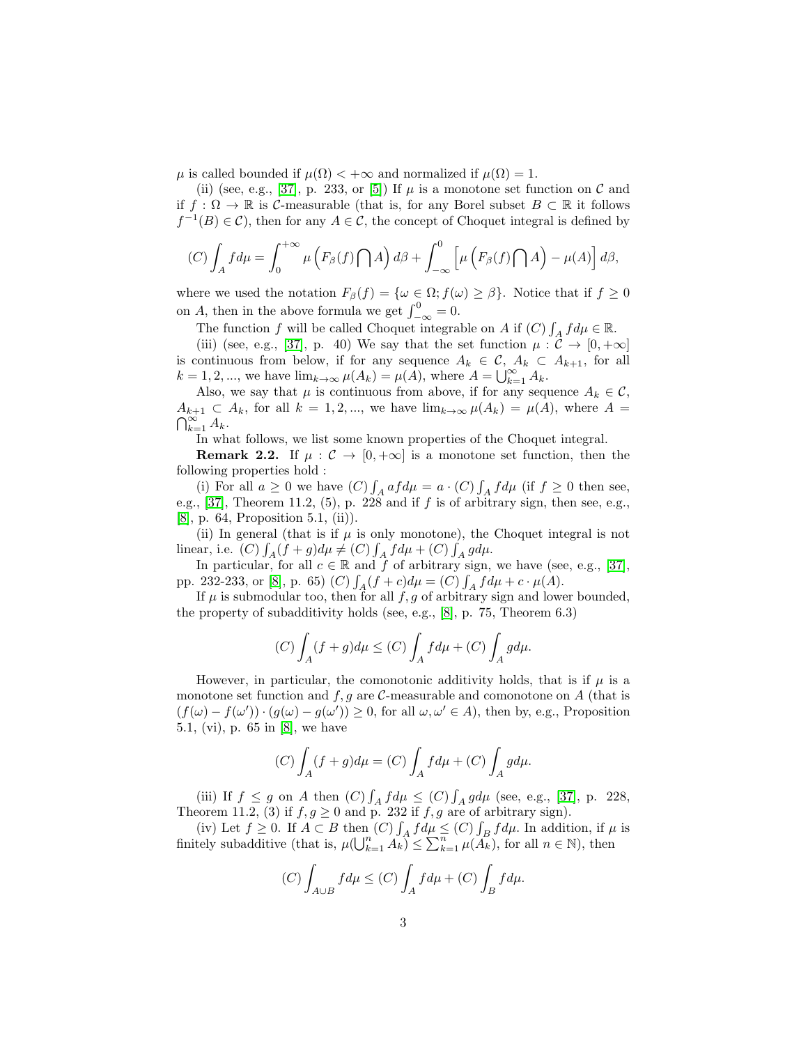$\mu$ is called bounded if $\mu(\Omega) < +\infty$ and normalized if $\mu(\Omega) = 1$.

(ii) (see, e.g., [37], p. 233, or [5]) If $\mu$ is a monotone set function on $\mathcal{C}$ and if $f : \Omega \to \mathbb{R}$ is $\mathcal{C}$-measurable (that is, for any Borel subset $B \subset \mathbb{R}$ it follows $f^{-1}(B) \in \mathcal{C}$), then for any $A \in \mathcal{C}$, the concept of Choquet integral is defined by

$$(C)\int_A f d\mu = \int_0^{+\infty} \mu\left(F_\beta(f)\bigcap A\right) d\beta + \int_{-\infty}^0 \left[\mu\left(F_\beta(f)\bigcap A\right) - \mu(A)\right] d\beta,$$

where we used the notation $F_\beta(f) = \{\omega \in \Omega; f(\omega) \geq \beta\}$. Notice that if $f \geq 0$ on $A$, then in the above formula we get $\int_{-\infty}^0 = 0$.

The function $f$ will be called Choquet integrable on $A$ if $(C)\int_A f d\mu \in \mathbb{R}$.

(iii) (see, e.g., [37], p. 40) We say that the set function $\mu : \mathcal{C} \to [0, +\infty]$ is continuous from below, if for any sequence $A_k \in \mathcal{C}$, $A_k \subset A_{k+1}$, for all $k = 1, 2, ...$, we have $\lim_{k\to\infty} \mu(A_k) = \mu(A)$, where $A = \bigcup_{k=1}^{\infty} A_k$.

Also, we say that $\mu$ is continuous from above, if for any sequence $A_k \in \mathcal{C}$, $A_{k+1} \subset A_k$, for all $k = 1, 2, ...$, we have $\lim_{k\to\infty} \mu(A_k) = \mu(A)$, where $A = \bigcap_{k=1}^{\infty} A_k$.

In what follows, we list some known properties of the Choquet integral.

**Remark 2.2.** If $\mu : \mathcal{C} \to [0, +\infty]$ is a monotone set function, then the following properties hold :

(i) For all $a \geq 0$ we have $(C)\int_A af d\mu = a \cdot (C)\int_A f d\mu$ (if $f \geq 0$ then see, e.g., [37], Theorem 11.2, (5), p. 228 and if $f$ is of arbitrary sign, then see, e.g., [8], p. 64, Proposition 5.1, (ii)).

(ii) In general (that is if $\mu$ is only monotone), the Choquet integral is not linear, i.e. $(C)\int_A (f + g) d\mu \neq (C)\int_A f d\mu + (C)\int_A g d\mu$.

In particular, for all $c \in \mathbb{R}$ and $f$ of arbitrary sign, we have (see, e.g., [37], pp. 232-233, or [8], p. 65) $(C)\int_A (f + c) d\mu = (C)\int_A f d\mu + c \cdot \mu(A)$.

If $\mu$ is submodular too, then for all $f, g$ of arbitrary sign and lower bounded, the property of subadditivity holds (see, e.g., [8], p. 75, Theorem 6.3)

$$(C)\int_A (f + g) d\mu \leq (C)\int_A f d\mu + (C)\int_A g d\mu.$$

However, in particular, the comonotonic additivity holds, that is if $\mu$ is a monotone set function and $f, g$ are $\mathcal{C}$-measurable and comonotone on $A$ (that is $(f(\omega) - f(\omega')) \cdot (g(\omega) - g(\omega')) \geq 0$, for all $\omega, \omega' \in A$), then by, e.g., Proposition 5.1, (vi), p. 65 in [8], we have

$$(C)\int_A (f + g) d\mu = (C)\int_A f d\mu + (C)\int_A g d\mu.$$

(iii) If $f \leq g$ on $A$ then $(C)\int_A f d\mu \leq (C)\int_A g d\mu$ (see, e.g., [37], p. 228, Theorem 11.2, (3) if $f, g \geq 0$ and p. 232 if $f, g$ are of arbitrary sign).

(iv) Let $f \geq 0$. If $A \subset B$ then $(C)\int_A f d\mu \leq (C)\int_B f d\mu$. In addition, if $\mu$ is finitely subadditive (that is, $\mu(\bigcup_{k=1}^n A_k) \leq \sum_{k=1}^n \mu(A_k)$, for all $n \in \mathbb{N}$), then

$$(C)\int_{A\cup B} f d\mu \leq (C)\int_A f d\mu + (C)\int_B f d\mu.$$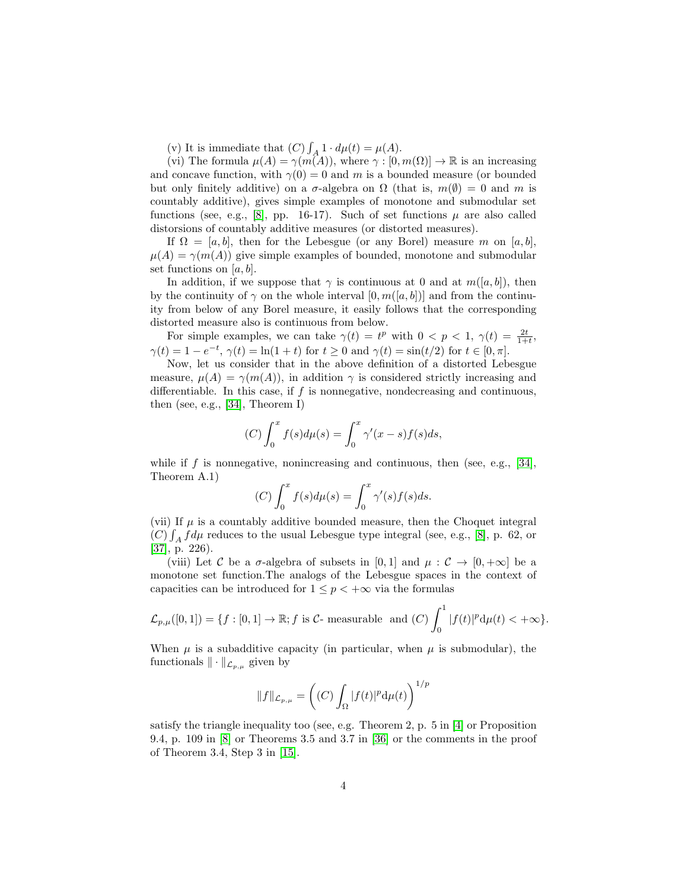(v) It is immediate that $(C)\int_A 1 \cdot d\mu(t) = \mu(A)$.

(vi) The formula $\mu(A) = \gamma(m(A))$, where $\gamma : [0, m(\Omega)] \to \mathbb{R}$ is an increasing and concave function, with $\gamma(0) = 0$ and $m$ is a bounded measure (or bounded but only finitely additive) on a $\sigma$-algebra on $\Omega$ (that is, $m(\emptyset) = 0$ and $m$ is countably additive), gives simple examples of monotone and submodular set functions (see, e.g., [8], pp. 16-17). Such of set functions $\mu$ are also called distorsions of countably additive measures (or distorted measures).

If $\Omega = [a, b]$, then for the Lebesgue (or any Borel) measure $m$ on $[a, b]$, $\mu(A) = \gamma(m(A))$ give simple examples of bounded, monotone and submodular set functions on $[a, b]$.

In addition, if we suppose that $\gamma$ is continuous at 0 and at $m([a, b])$, then by the continuity of $\gamma$ on the whole interval $[0, m([a, b])]$ and from the continuity from below of any Borel measure, it easily follows that the corresponding distorted measure also is continuous from below.

For simple examples, we can take $\gamma(t) = t^p$ with $0 < p < 1$, $\gamma(t) = \frac{2t}{1+t}$, $\gamma(t) = 1 - e^{-t}$, $\gamma(t) = \ln(1 + t)$ for $t \geq 0$ and $\gamma(t) = \sin(t/2)$ for $t \in [0, \pi]$.

Now, let us consider that in the above definition of a distorted Lebesgue measure, $\mu(A) = \gamma(m(A))$, in addition $\gamma$ is considered strictly increasing and differentiable. In this case, if $f$ is nonnegative, nondecreasing and continuous, then (see, e.g., [34], Theorem I)

$$(C)\int_0^x f(s)d\mu(s) = \int_0^x \gamma'(x - s)f(s)ds,$$

while if $f$ is nonnegative, nonincreasing and continuous, then (see, e.g., [34], Theorem A.1)

$$(C)\int_0^x f(s)d\mu(s) = \int_0^x \gamma'(s)f(s)ds.$$

(vii) If $\mu$ is a countably additive bounded measure, then the Choquet integral $(C)\int_A f d\mu$ reduces to the usual Lebesgue type integral (see, e.g., [8], p. 62, or [37], p. 226).

(viii) Let $\mathcal{C}$ be a $\sigma$-algebra of subsets in $[0, 1]$ and $\mu : \mathcal{C} \to [0, +\infty]$ be a monotone set function.The analogs of the Lebesgue spaces in the context of capacities can be introduced for $1 \leq p < +\infty$ via the formulas

$$\mathcal{L}_{p,\mu}([0, 1]) = \{f : [0, 1] \to \mathbb{R}; f \text{ is } \mathcal{C}\text{- measurable and } (C)\int_0^1 |f(t)|^p \mathrm{d}\mu(t) < +\infty\}.$$

When $\mu$ is a subadditive capacity (in particular, when $\mu$ is submodular), the functionals $\|\cdot\|_{\mathcal{L}_{p,\mu}}$ given by

$$\|f\|_{\mathcal{L}_{p,\mu}} = \left((C)\int_\Omega |f(t)|^p \mathrm{d}\mu(t)\right)^{1/p}$$

satisfy the triangle inequality too (see, e.g. Theorem 2, p. 5 in [4] or Proposition 9.4, p. 109 in [8] or Theorems 3.5 and 3.7 in [36] or the comments in the proof of Theorem 3.4, Step 3 in [15].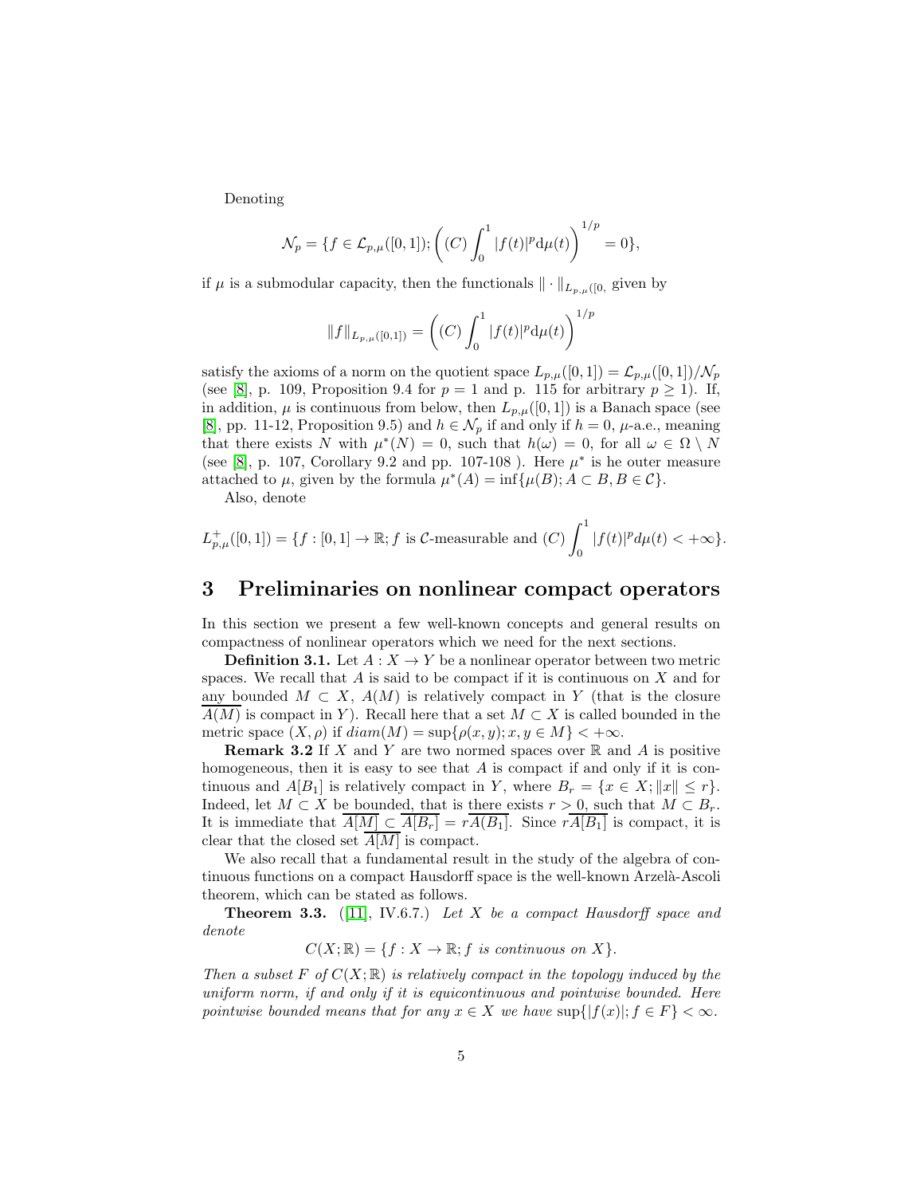Denoting

$$\mathcal{N}_p = \{f \in \mathcal{L}_{p,\mu}([0,1]); \left((C)\int_0^1 |f(t)|^p \mathrm{d}\mu(t)\right)^{1/p} = 0\},$$

if $\mu$ is a submodular capacity, then the functionals $\|\cdot\|_{L_{p,\mu}([0,}$ given by

$$\|f\|_{L_{p,\mu}([0,1])} = \left((C)\int_0^1 |f(t)|^p \mathrm{d}\mu(t)\right)^{1/p}$$

satisfy the axioms of a norm on the quotient space $L_{p,\mu}([0,1]) = \mathcal{L}_{p,\mu}([0,1])/\mathcal{N}_p$ (see [8], p. 109, Proposition 9.4 for $p = 1$ and p. 115 for arbitrary $p \geq 1$). If, in addition, $\mu$ is continuous from below, then $L_{p,\mu}([0,1])$ is a Banach space (see [8], pp. 11-12, Proposition 9.5) and $h \in \mathcal{N}_p$ if and only if $h = 0$, $\mu$-a.e., meaning that there exists $N$ with $\mu^*(N) = 0$, such that $h(\omega) = 0$, for all $\omega \in \Omega \setminus N$ (see [8], p. 107, Corollary 9.2 and pp. 107-108 ). Here $\mu^*$ is he outer measure attached to $\mu$, given by the formula $\mu^*(A) = \inf\{\mu(B); A \subset B, B \in \mathcal{C}\}$.

Also, denote

$$L^+_{p,\mu}([0,1]) = \{f : [0,1] \to \mathbb{R}; f \text{ is } \mathcal{C}\text{-measurable and } (C)\int_0^1 |f(t)|^p d\mu(t) < +\infty\}.$$

# 3 Preliminaries on nonlinear compact operators

In this section we present a few well-known concepts and general results on compactness of nonlinear operators which we need for the next sections.

**Definition 3.1.** Let $A : X \to Y$ be a nonlinear operator between two metric spaces. We recall that $A$ is said to be compact if it is continuous on $X$ and for any bounded $M \subset X$, $A(M)$ is relatively compact in $Y$ (that is the closure $\overline{A(M)}$ is compact in $Y$). Recall here that a set $M \subset X$ is called bounded in the metric space $(X, \rho)$ if $diam(M) = \sup\{\rho(x, y); x, y \in M\} < +\infty$.

**Remark 3.2** If $X$ and $Y$ are two normed spaces over $\mathbb{R}$ and $A$ is positive homogeneous, then it is easy to see that $A$ is compact if and only if it is continuous and $A[B_1]$ is relatively compact in $Y$, where $B_r = \{x \in X; \|x\| \leq r\}$. Indeed, let $M \subset X$ be bounded, that is there exists $r > 0$, such that $M \subset B_r$. It is immediate that $\overline{A[M]} \subset \overline{A[B_r]} = r\overline{A(B_1]}$. Since $r\overline{A[B_1]}$ is compact, it is clear that the closed set $\overline{A[M]}$ is compact.

We also recall that a fundamental result in the study of the algebra of continuous functions on a compact Hausdorff space is the well-known Arzelà-Ascoli theorem, which can be stated as follows.

**Theorem 3.3.** ([11], IV.6.7.) *Let $X$ be a compact Hausdorff space and denote*

$$C(X; \mathbb{R}) = \{f : X \to \mathbb{R}; f \textit{ is continuous on } X\}.$$

*Then a subset $F$ of $C(X; \mathbb{R})$ is relatively compact in the topology induced by the uniform norm, if and only if it is equicontinuous and pointwise bounded. Here pointwise bounded means that for any $x \in X$ we have $\sup\{|f(x)|; f \in F\} < \infty$.*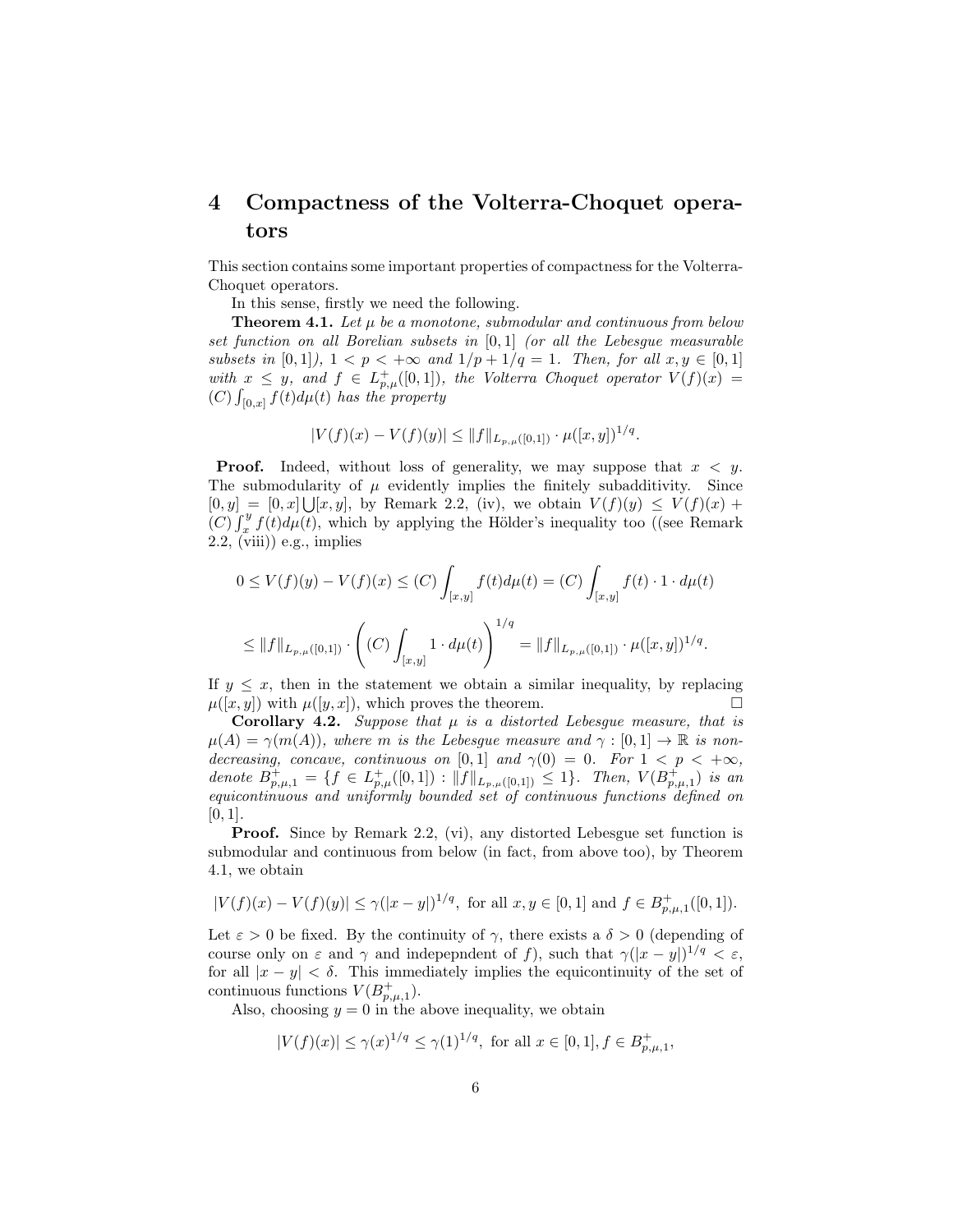# 4 Compactness of the Volterra-Choquet operators

This section contains some important properties of compactness for the Volterra-Choquet operators.

In this sense, firstly we need the following.

**Theorem 4.1.** *Let $\mu$ be a monotone, submodular and continuous from below set function on all Borelian subsets in $[0,1]$ (or all the Lebesgue measurable subsets in $[0,1]$), $1 < p < +\infty$ and $1/p + 1/q = 1$. Then, for all $x, y \in [0,1]$ with $x \le y$, and $f \in L^+_{p,\mu}([0,1])$, the Volterra Choquet operator $V(f)(x) = (C)\int_{[0,x]} f(t)d\mu(t)$ has the property*

$$|V(f)(x) - V(f)(y)| \le \|f\|_{L_{p,\mu}([0,1])} \cdot \mu([x,y])^{1/q}.$$

**Proof.** Indeed, without loss of generality, we may suppose that $x < y$. The submodularity of $\mu$ evidently implies the finitely subadditivity. Since $[0,y] = [0,x] \bigcup [x,y]$, by Remark 2.2, (iv), we obtain $V(f)(y) \le V(f)(x) + (C)\int_x^y f(t)d\mu(t)$, which by applying the Hölder's inequality too ((see Remark 2.2, (viii)) e.g., implies

$$0 \le V(f)(y) - V(f)(x) \le (C)\int_{[x,y]} f(t)d\mu(t) = (C)\int_{[x,y]} f(t) \cdot 1 \cdot d\mu(t)$$

$$\le \|f\|_{L_{p,\mu}([0,1])} \cdot \left((C)\int_{[x,y]} 1 \cdot d\mu(t)\right)^{1/q} = \|f\|_{L_{p,\mu}([0,1])} \cdot \mu([x,y])^{1/q}.$$

If $y \le x$, then in the statement we obtain a similar inequality, by replacing $\mu([x,y])$ with $\mu([y,x])$, which proves the theorem. □

**Corollary 4.2.** *Suppose that $\mu$ is a distorted Lebesgue measure, that is $\mu(A) = \gamma(m(A))$, where $m$ is the Lebesgue measure and $\gamma : [0,1] \to \mathbb{R}$ is non-decreasing, concave, continuous on $[0,1]$ and $\gamma(0) = 0$. For $1 < p < +\infty$, denote $B^+_{p,\mu,1} = \{f \in L^+_{p,\mu}([0,1]) : \|f\|_{L_{p,\mu}([0,1])} \le 1\}$. Then, $V(B^+_{p,\mu,1})$ is an equicontinuous and uniformly bounded set of continuous functions defined on $[0,1]$.*

**Proof.** Since by Remark 2.2, (vi), any distorted Lebesgue set function is submodular and continuous from below (in fact, from above too), by Theorem 4.1, we obtain

$$|V(f)(x) - V(f)(y)| \le \gamma(|x-y|)^{1/q}, \text{ for all } x, y \in [0,1] \text{ and } f \in B^+_{p,\mu,1}([0,1]).$$

Let $\varepsilon > 0$ be fixed. By the continuity of $\gamma$, there exists a $\delta > 0$ (depending of course only on $\varepsilon$ and $\gamma$ and indepepndent of $f$), such that $\gamma(|x-y|)^{1/q} < \varepsilon$, for all $|x-y| < \delta$. This immediately implies the equicontinuity of the set of continuous functions $V(B^+_{p,\mu,1})$.

Also, choosing $y = 0$ in the above inequality, we obtain

$$|V(f)(x)| \le \gamma(x)^{1/q} \le \gamma(1)^{1/q}, \text{ for all } x \in [0,1], f \in B^+_{p,\mu,1},$$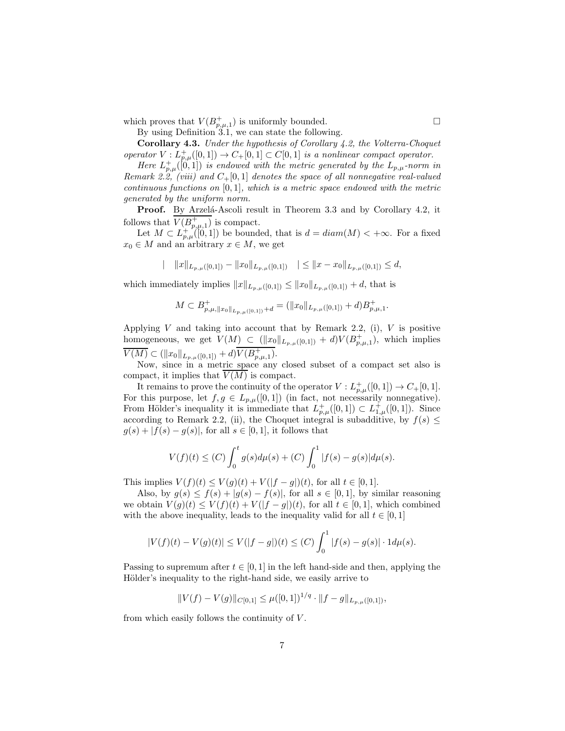which proves that $V(B^+_{p,\mu,1})$ is uniformly bounded. $\square$

By using Definition 3.1, we can state the following.

**Corollary 4.3.** *Under the hypothesis of Corollary 4.2, the Volterra-Choquet operator $V : L^+_{p,\mu}([0,1]) \to C_+[0,1] \subset C[0,1]$ is a nonlinear compact operator.*

*Here $L^+_{p,\mu}([0,1])$ is endowed with the metric generated by the $L_{p,\mu}$-norm in Remark 2.2, (viii) and $C_+[0,1]$ denotes the space of all nonnegative real-valued continuous functions on $[0,1]$, which is a metric space endowed with the metric generated by the uniform norm.*

**Proof.** By Arzelá-Ascoli result in Theorem 3.3 and by Corollary 4.2, it follows that $\overline{V(B^+_{p,\mu,1})}$ is compact.

Let $M \subset L^+_{p,\mu}([0,1])$ be bounded, that is $d = diam(M) < +\infty$. For a fixed $x_0 \in M$ and an arbitrary $x \in M$, we get

$$\left| \quad \|x\|_{L_{p,\mu}([0,1])} - \|x_0\|_{L_{p,\mu}([0,1])} \quad \right| \leq \|x - x_0\|_{L_{p,\mu}([0,1])} \leq d,$$

which immediately implies $\|x\|_{L_{p,\mu}([0,1])} \leq \|x_0\|_{L_{p,\mu}([0,1])} + d$, that is

$$M \subset B^+_{p,\mu,\|x_0\|_{L_{p,\mu}([0,1])}+d} = (\|x_0\|_{L_{p,\mu}([0,1])} + d)B^+_{p,\mu,1}.$$

Applying $V$ and taking into account that by Remark 2.2, (i), $V$ is positive homogeneous, we get $V(M) \subset (\|x_0\|_{L_{p,\mu}([0,1])} + d)V(B^+_{p,\mu,1})$, which implies $\overline{V(M)} \subset (\|x_0\|_{L_{p,\mu}([0,1])} + d)\overline{V(B^+_{p,\mu,1})}$.

Now, since in a metric space any closed subset of a compact set also is compact, it implies that $\overline{V(M)}$ is compact.

It remains to prove the continuity of the operator $V : L^+_{p,\mu}([0,1]) \to C_+[0,1]$. For this purpose, let $f, g \in L_{p,\mu}([0,1])$ (in fact, not necessarily nonnegative). From Hölder's inequality it is immediate that $L^+_{p,\mu}([0,1]) \subset L^+_{1,\mu}([0,1])$. Since according to Remark 2.2, (ii), the Choquet integral is subadditive, by $f(s) \leq g(s) + |f(s) - g(s)|$, for all $s \in [0,1]$, it follows that

$$V(f)(t) \leq (C)\int_0^t g(s)d\mu(s) + (C)\int_0^1 |f(s) - g(s)|d\mu(s).$$

This implies $V(f)(t) \leq V(g)(t) + V(|f - g|)(t)$, for all $t \in [0,1]$.

Also, by $g(s) \leq f(s) + |g(s) - f(s)|$, for all $s \in [0,1]$, by similar reasoning we obtain $V(g)(t) \leq V(f)(t) + V(|f - g|)(t)$, for all $t \in [0,1]$, which combined with the above inequality, leads to the inequality valid for all $t \in [0,1]$

$$|V(f)(t) - V(g)(t)| \leq V(|f - g|)(t) \leq (C)\int_0^1 |f(s) - g(s)| \cdot 1d\mu(s).$$

Passing to supremum after $t \in [0,1]$ in the left hand-side and then, applying the Hölder's inequality to the right-hand side, we easily arrive to

$$\|V(f) - V(g)\|_{C[0,1]} \leq \mu([0,1])^{1/q} \cdot \|f - g\|_{L_{p,\mu}([0,1])},$$

from which easily follows the continuity of $V$.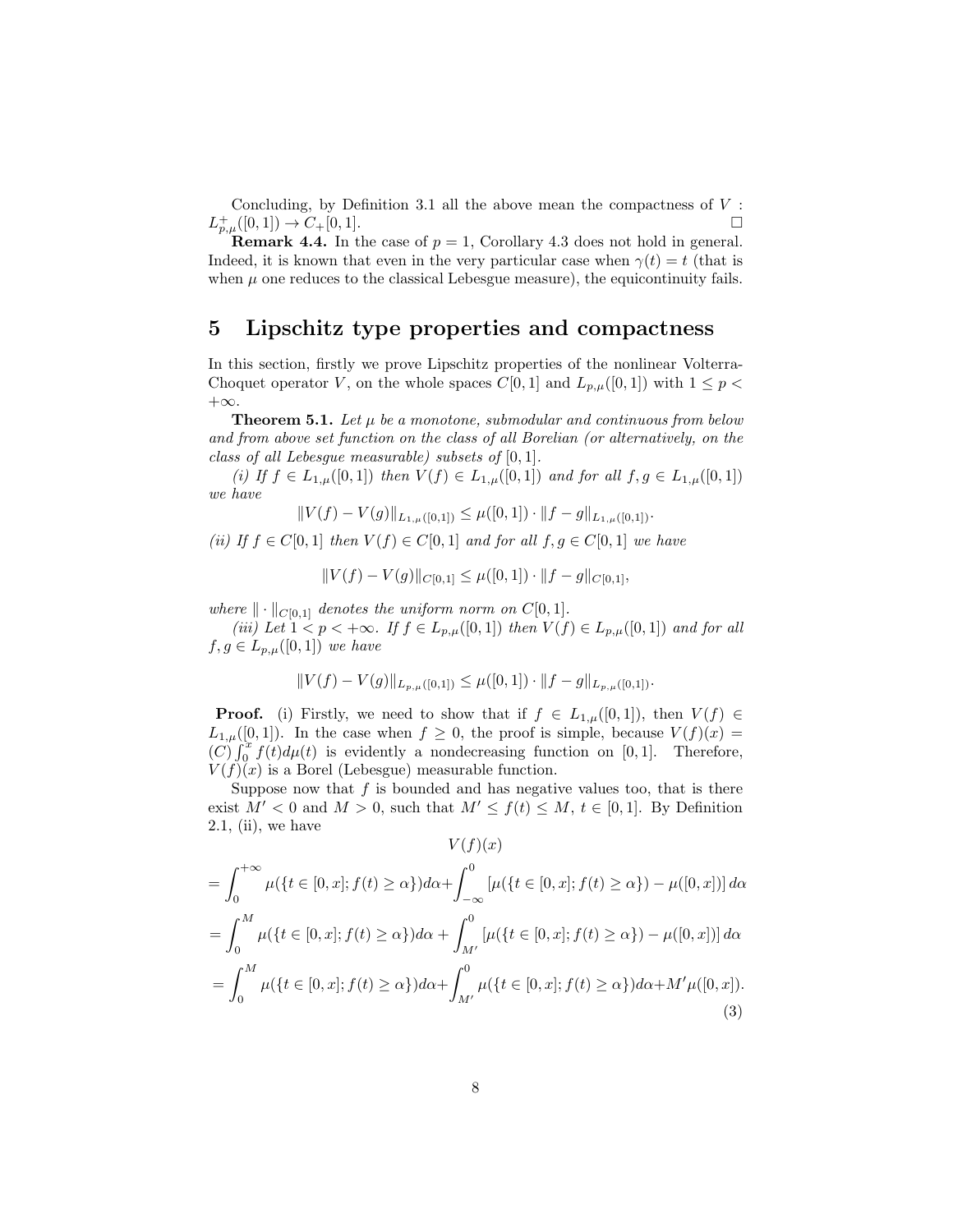Concluding, by Definition 3.1 all the above mean the compactness of $V : L^+_{p,\mu}([0,1]) \to C_+[0,1]$. $\square$

**Remark 4.4.** In the case of $p = 1$, Corollary 4.3 does not hold in general. Indeed, it is known that even in the very particular case when $\gamma(t) = t$ (that is when $\mu$ one reduces to the classical Lebesgue measure), the equicontinuity fails.

## 5 Lipschitz type properties and compactness

In this section, firstly we prove Lipschitz properties of the nonlinear Volterra-Choquet operator $V$, on the whole spaces $C[0,1]$ and $L_{p,\mu}([0,1])$ with $1 \le p < +\infty$.

**Theorem 5.1.** *Let $\mu$ be a monotone, submodular and continuous from below and from above set function on the class of all Borelian (or alternatively, on the class of all Lebesgue measurable) subsets of $[0,1]$.*

*(i) If $f \in L_{1,\mu}([0,1])$ then $V(f) \in L_{1,\mu}([0,1])$ and for all $f, g \in L_{1,\mu}([0,1])$ we have*

$$\|V(f) - V(g)\|_{L_{1,\mu}([0,1])} \le \mu([0,1]) \cdot \|f - g\|_{L_{1,\mu}([0,1])}.$$

*(ii) If $f \in C[0,1]$ then $V(f) \in C[0,1]$ and for all $f, g \in C[0,1]$ we have*

$$\|V(f) - V(g)\|_{C[0,1]} \le \mu([0,1]) \cdot \|f - g\|_{C[0,1]},$$

*where $\|\cdot\|_{C[0,1]}$ denotes the uniform norm on $C[0,1]$.*

*(iii) Let $1 < p < +\infty$. If $f \in L_{p,\mu}([0,1])$ then $V(f) \in L_{p,\mu}([0,1])$ and for all $f, g \in L_{p,\mu}([0,1])$ we have*

$$\|V(f) - V(g)\|_{L_{p,\mu}([0,1])} \le \mu([0,1]) \cdot \|f - g\|_{L_{p,\mu}([0,1])}.$$

**Proof.** (i) Firstly, we need to show that if $f \in L_{1,\mu}([0,1])$, then $V(f) \in L_{1,\mu}([0,1])$. In the case when $f \ge 0$, the proof is simple, because $V(f)(x) = (C)\int_0^x f(t)d\mu(t)$ is evidently a nondecreasing function on $[0,1]$. Therefore, $V(f)(x)$ is a Borel (Lebesgue) measurable function.

Suppose now that $f$ is bounded and has negative values too, that is there exist $M' < 0$ and $M > 0$, such that $M' \le f(t) \le M$, $t \in [0,1]$. By Definition 2.1, (ii), we have

$$V(f)(x)$$
$$= \int_0^{+\infty} \mu(\{t \in [0,x]; f(t) \ge \alpha\})d\alpha + \int_{-\infty}^0 [\mu(\{t \in [0,x]; f(t) \ge \alpha\}) - \mu([0,x])]\,d\alpha$$
$$= \int_0^{M} \mu(\{t \in [0,x]; f(t) \ge \alpha\})d\alpha + \int_{M'}^0 [\mu(\{t \in [0,x]; f(t) \ge \alpha\}) - \mu([0,x])]\,d\alpha$$
$$= \int_0^{M} \mu(\{t \in [0,x]; f(t) \ge \alpha\})d\alpha + \int_{M'}^0 \mu(\{t \in [0,x]; f(t) \ge \alpha\})d\alpha + M'\mu([0,x]). \quad (3)$$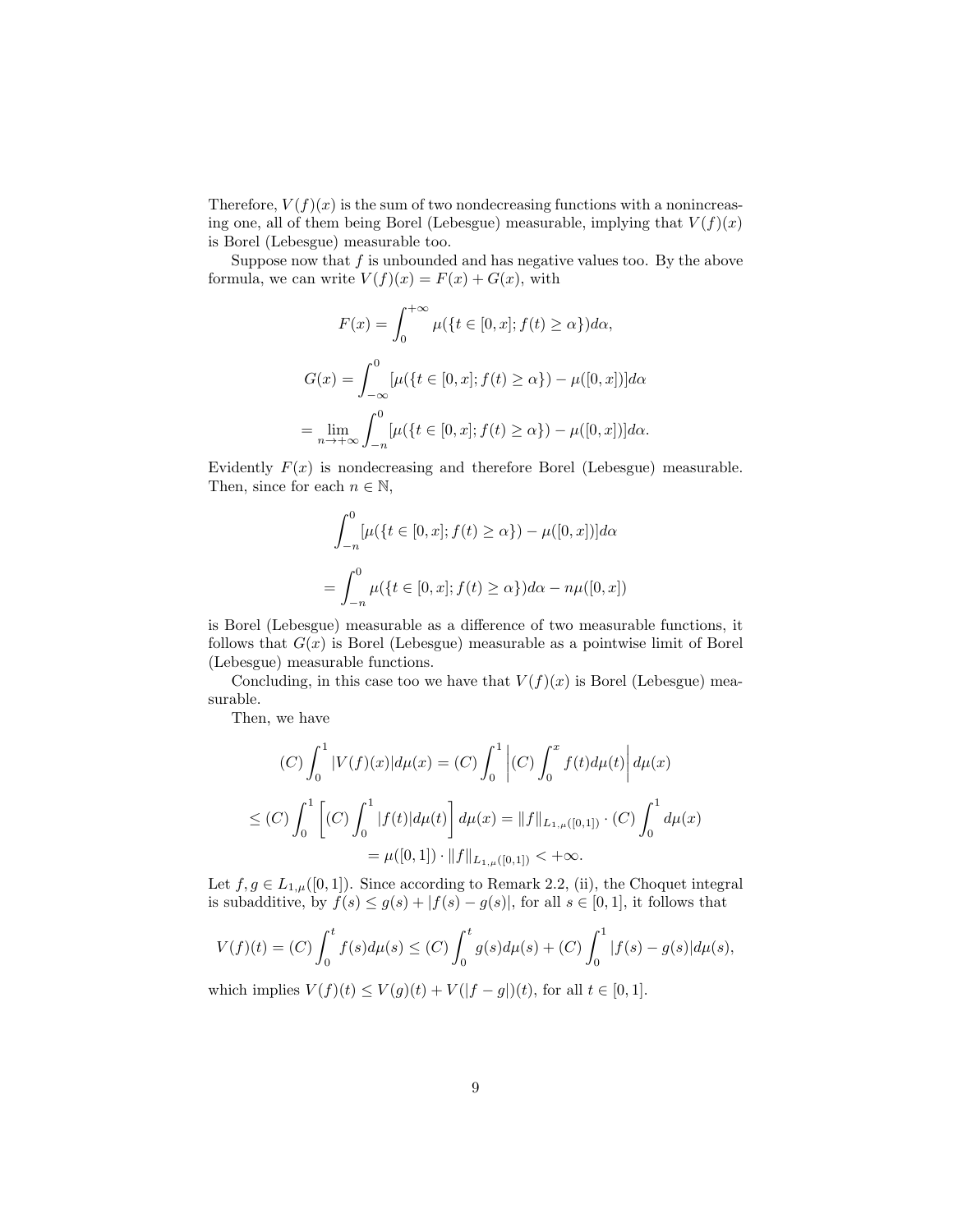Therefore, $V(f)(x)$ is the sum of two nondecreasing functions with a nonincreasing one, all of them being Borel (Lebesgue) measurable, implying that $V(f)(x)$ is Borel (Lebesgue) measurable too.

Suppose now that $f$ is unbounded and has negative values too. By the above formula, we can write $V(f)(x) = F(x) + G(x)$, with

$$F(x) = \int_0^{+\infty} \mu(\{t \in [0,x]; f(t) \geq \alpha\})d\alpha,$$

$$G(x) = \int_{-\infty}^{0} [\mu(\{t \in [0,x]; f(t) \geq \alpha\}) - \mu([0,x])]d\alpha$$

$$= \lim_{n \to +\infty} \int_{-n}^{0} [\mu(\{t \in [0,x]; f(t) \geq \alpha\}) - \mu([0,x])]d\alpha.$$

Evidently $F(x)$ is nondecreasing and therefore Borel (Lebesgue) measurable. Then, since for each $n \in \mathbb{N}$,

$$\int_{-n}^{0} [\mu(\{t \in [0,x]; f(t) \geq \alpha\}) - \mu([0,x])]d\alpha$$

$$= \int_{-n}^{0} \mu(\{t \in [0,x]; f(t) \geq \alpha\})d\alpha - n\mu([0,x])$$

is Borel (Lebesgue) measurable as a difference of two measurable functions, it follows that $G(x)$ is Borel (Lebesgue) measurable as a pointwise limit of Borel (Lebesgue) measurable functions.

Concluding, in this case too we have that $V(f)(x)$ is Borel (Lebesgue) measurable.

Then, we have

$$(C)\int_0^1 |V(f)(x)|d\mu(x) = (C)\int_0^1 \left|(C)\int_0^x f(t)d\mu(t)\right| d\mu(x)$$

$$\leq (C)\int_0^1 \left[(C)\int_0^1 |f(t)|d\mu(t)\right] d\mu(x) = \|f\|_{L_{1,\mu}([0,1])} \cdot (C)\int_0^1 d\mu(x)$$

$$= \mu([0,1]) \cdot \|f\|_{L_{1,\mu}([0,1])} < +\infty.$$

Let $f, g \in L_{1,\mu}([0,1])$. Since according to Remark 2.2, (ii), the Choquet integral is subadditive, by $f(s) \leq g(s) + |f(s) - g(s)|$, for all $s \in [0,1]$, it follows that

$$V(f)(t) = (C)\int_0^t f(s)d\mu(s) \leq (C)\int_0^t g(s)d\mu(s) + (C)\int_0^1 |f(s) - g(s)|d\mu(s),$$

which implies $V(f)(t) \leq V(g)(t) + V(|f - g|)(t)$, for all $t \in [0,1]$.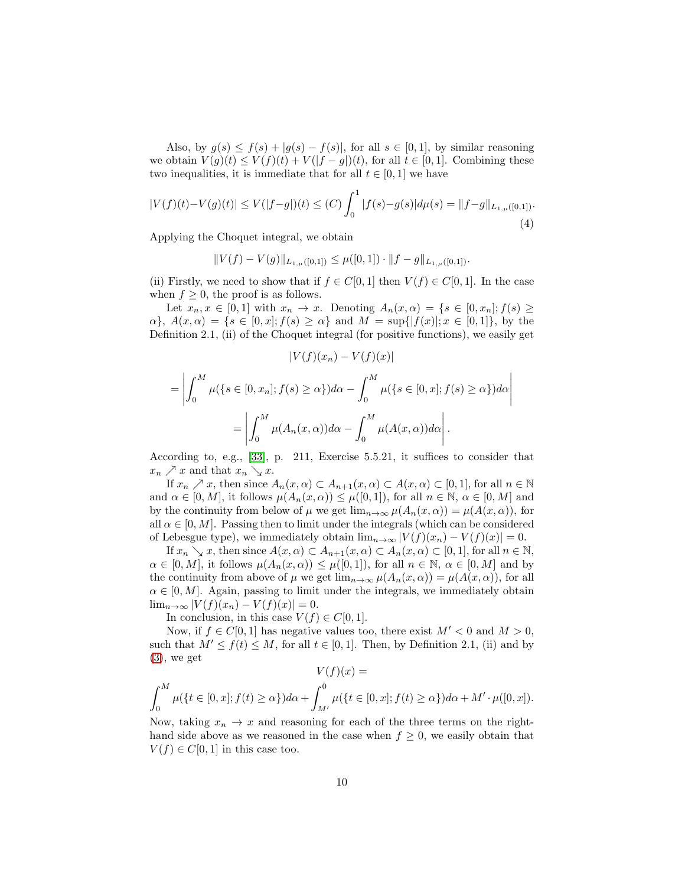Also, by $g(s) \leq f(s) + |g(s) - f(s)|$, for all $s \in [0,1]$, by similar reasoning we obtain $V(g)(t) \leq V(f)(t) + V(|f-g|)(t)$, for all $t \in [0,1]$. Combining these two inequalities, it is immediate that for all $t \in [0,1]$ we have

$$|V(f)(t) - V(g)(t)| \leq V(|f-g|)(t) \leq (C)\int_0^1 |f(s)-g(s)|d\mu(s) = \|f-g\|_{L_{1,\mu}([0,1])}. \tag{4}$$

Applying the Choquet integral, we obtain

$$\|V(f) - V(g)\|_{L_{1,\mu}([0,1])} \leq \mu([0,1]) \cdot \|f-g\|_{L_{1,\mu}([0,1])}.$$

(ii) Firstly, we need to show that if $f \in C[0,1]$ then $V(f) \in C[0,1]$. In the case when $f \geq 0$, the proof is as follows.

Let $x_n, x \in [0,1]$ with $x_n \to x$. Denoting $A_n(x,\alpha) = \{s \in [0,x_n]; f(s) \geq \alpha\}$, $A(x,\alpha) = \{s \in [0,x]; f(s) \geq \alpha\}$ and $M = \sup\{|f(x)|; x \in [0,1]\}$, by the Definition 2.1, (ii) of the Choquet integral (for positive functions), we easily get

$$|V(f)(x_n) - V(f)(x)|$$

$$= \left| \int_0^M \mu(\{s \in [0,x_n]; f(s) \geq \alpha\})d\alpha - \int_0^M \mu(\{s \in [0,x]; f(s) \geq \alpha\})d\alpha \right|$$

$$= \left| \int_0^M \mu(A_n(x,\alpha))d\alpha - \int_0^M \mu(A(x,\alpha))d\alpha \right|.$$

According to, e.g., [33], p. 211, Exercise 5.5.21, it suffices to consider that $x_n \nearrow x$ and that $x_n \searrow x$.

If $x_n \nearrow x$, then since $A_n(x,\alpha) \subset A_{n+1}(x,\alpha) \subset A(x,\alpha) \subset [0,1]$, for all $n \in \mathbb{N}$ and $\alpha \in [0,M]$, it follows $\mu(A_n(x,\alpha)) \leq \mu([0,1])$, for all $n \in \mathbb{N}$, $\alpha \in [0,M]$ and by the continuity from below of $\mu$ we get $\lim_{n\to\infty} \mu(A_n(x,\alpha)) = \mu(A(x,\alpha))$, for all $\alpha \in [0,M]$. Passing then to limit under the integrals (which can be considered of Lebesgue type), we immediately obtain $\lim_{n\to\infty} |V(f)(x_n) - V(f)(x)| = 0$.

If $x_n \searrow x$, then since $A(x,\alpha) \subset A_{n+1}(x,\alpha) \subset A_n(x,\alpha) \subset [0,1]$, for all $n \in \mathbb{N}$, $\alpha \in [0,M]$, it follows $\mu(A_n(x,\alpha)) \leq \mu([0,1])$, for all $n \in \mathbb{N}$, $\alpha \in [0,M]$ and by the continuity from above of $\mu$ we get $\lim_{n\to\infty} \mu(A_n(x,\alpha)) = \mu(A(x,\alpha))$, for all $\alpha \in [0,M]$. Again, passing to limit under the integrals, we immediately obtain $\lim_{n\to\infty} |V(f)(x_n) - V(f)(x)| = 0$.

In conclusion, in this case $V(f) \in C[0,1]$.

Now, if $f \in C[0,1]$ has negative values too, there exist $M' < 0$ and $M > 0$, such that $M' \leq f(t) \leq M$, for all $t \in [0,1]$. Then, by Definition 2.1, (ii) and by (3), we get

$$V(f)(x) =$$

$$\int_0^M \mu(\{t \in [0,x]; f(t) \geq \alpha\})d\alpha + \int_{M'}^0 \mu(\{t \in [0,x]; f(t) \geq \alpha\})d\alpha + M' \cdot \mu([0,x]).$$

Now, taking $x_n \to x$ and reasoning for each of the three terms on the right-hand side above as we reasoned in the case when $f \geq 0$, we easily obtain that $V(f) \in C[0,1]$ in this case too.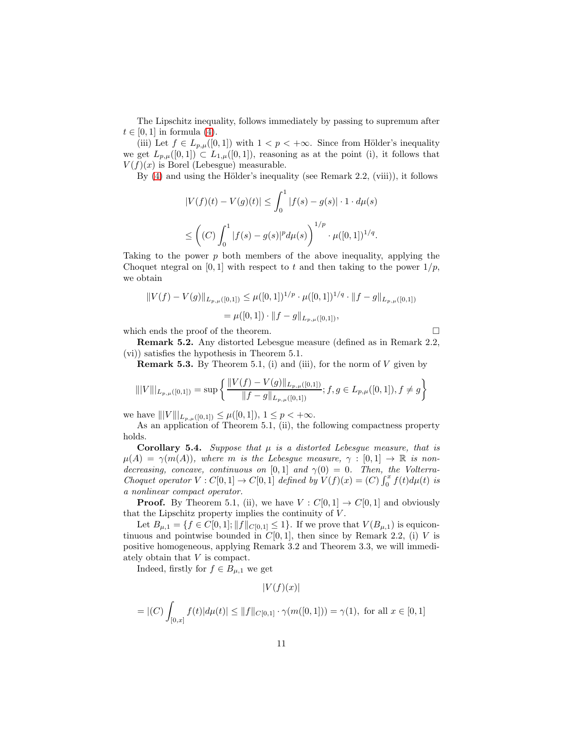The Lipschitz inequality, follows immediately by passing to supremum after $t \in [0,1]$ in formula (4).

(iii) Let $f \in L_{p,\mu}([0,1])$ with $1 < p < +\infty$. Since from Hölder's inequality we get $L_{p,\mu}([0,1]) \subset L_{1,\mu}([0,1])$, reasoning as at the point (i), it follows that $V(f)(x)$ is Borel (Lebesgue) measurable.

By (4) and using the Hölder's inequality (see Remark 2.2, (viii)), it follows

$$|V(f)(t) - V(g)(t)| \leq \int_0^1 |f(s) - g(s)| \cdot 1 \cdot d\mu(s)$$

$$\leq \left( (C) \int_0^1 |f(s) - g(s)|^p d\mu(s) \right)^{1/p} \cdot \mu([0,1])^{1/q}.$$

Taking to the power $p$ both members of the above inequality, applying the Choquet ntegral on $[0,1]$ with respect to $t$ and then taking to the power $1/p$, we obtain

$$\|V(f) - V(g)\|_{L_{p,\mu}([0,1])} \leq \mu([0,1])^{1/p} \cdot \mu([0,1])^{1/q} \cdot \|f - g\|_{L_{p,\mu}([0,1])}$$

$$= \mu([0,1]) \cdot \|f - g\|_{L_{p,\mu}([0,1])},$$

which ends the proof of the theorem. $\square$

**Remark 5.2.** Any distorted Lebesgue measure (defined as in Remark 2.2, (vi)) satisfies the hypothesis in Theorem 5.1.

**Remark 5.3.** By Theorem 5.1, (i) and (iii), for the norm of $V$ given by

$$|||V|||_{L_{p,\mu}([0,1])} = \sup \left\{ \frac{\|V(f) - V(g)\|_{L_{p,\mu}([0,1])}}{\|f - g\|_{L_{p,\mu}([0,1])}}; f, g \in L_{p,\mu}([0,1]), f \neq g \right\}$$

we have $|||V|||_{L_{p,\mu}([0,1])} \leq \mu([0,1])$, $1 \leq p < +\infty$.

As an application of Theorem 5.1, (ii), the following compactness property holds.

**Corollary 5.4.** *Suppose that $\mu$ is a distorted Lebesgue measure, that is $\mu(A) = \gamma(m(A))$, where $m$ is the Lebesgue measure, $\gamma : [0,1] \to \mathbb{R}$ is non-decreasing, concave, continuous on $[0,1]$ and $\gamma(0) = 0$. Then, the Volterra-Choquet operator $V : C[0,1] \to C[0,1]$ defined by $V(f)(x) = (C) \int_0^x f(t) d\mu(t)$ is a nonlinear compact operator.*

**Proof.** By Theorem 5.1, (ii), we have $V : C[0,1] \to C[0,1]$ and obviously that the Lipschitz property implies the continuity of $V$.

Let $B_{\mu,1} = \{f \in C[0,1]; \|f\|_{C[0,1]} \leq 1\}$. If we prove that $V(B_{\mu,1})$ is equicontinuous and pointwise bounded in $C[0,1]$, then since by Remark 2.2, (i) $V$ is positive homogeneous, applying Remark 3.2 and Theorem 3.3, we will immediately obtain that $V$ is compact.

Indeed, firstly for $f \in B_{\mu,1}$ we get

$$|V(f)(x)|$$

$$= |(C) \int_{[0,x]} f(t) |d\mu(t)| \leq \|f\|_{C[0,1]} \cdot \gamma(m([0,1])) = \gamma(1), \text{ for all } x \in [0,1]$$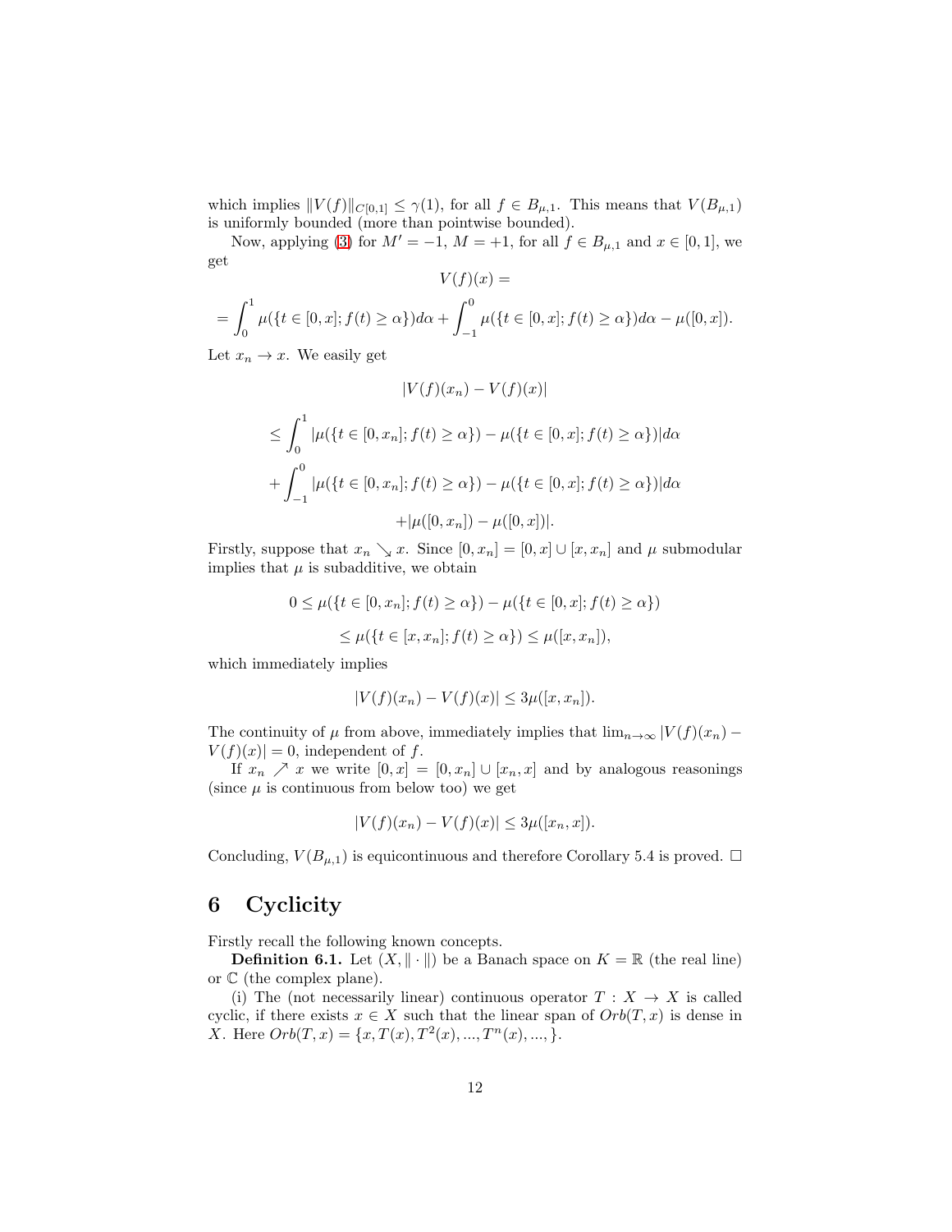which implies $\|V(f)\|_{C[0,1]} \le \gamma(1)$, for all $f \in B_{\mu,1}$. This means that $V(B_{\mu,1})$ is uniformly bounded (more than pointwise bounded).

Now, applying (3) for $M' = -1$, $M = +1$, for all $f \in B_{\mu,1}$ and $x \in [0,1]$, we get

$$V(f)(x) =$$

$$= \int_0^1 \mu(\{t \in [0,x]; f(t) \ge \alpha\})d\alpha + \int_{-1}^0 \mu(\{t \in [0,x]; f(t) \ge \alpha\})d\alpha - \mu([0,x]).$$

Let $x_n \to x$. We easily get

$$|V(f)(x_n) - V(f)(x)|$$

$$\le \int_0^1 |\mu(\{t \in [0,x_n]; f(t) \ge \alpha\}) - \mu(\{t \in [0,x]; f(t) \ge \alpha\})|d\alpha$$

$$+ \int_{-1}^0 |\mu(\{t \in [0,x_n]; f(t) \ge \alpha\}) - \mu(\{t \in [0,x]; f(t) \ge \alpha\})|d\alpha$$

$$+ |\mu([0,x_n]) - \mu([0,x])|.$$

Firstly, suppose that $x_n \searrow x$. Since $[0,x_n] = [0,x] \cup [x,x_n]$ and $\mu$ submodular implies that $\mu$ is subadditive, we obtain

$$0 \le \mu(\{t \in [0,x_n]; f(t) \ge \alpha\}) - \mu(\{t \in [0,x]; f(t) \ge \alpha\})$$

$$\le \mu(\{t \in [x,x_n]; f(t) \ge \alpha\}) \le \mu([x,x_n]),$$

which immediately implies

$$|V(f)(x_n) - V(f)(x)| \le 3\mu([x,x_n]).$$

The continuity of $\mu$ from above, immediately implies that $\lim_{n\to\infty} |V(f)(x_n) - V(f)(x)| = 0$, independent of $f$.

If $x_n \nearrow x$ we write $[0,x] = [0,x_n] \cup [x_n,x]$ and by analogous reasonings (since $\mu$ is continuous from below too) we get

$$|V(f)(x_n) - V(f)(x)| \le 3\mu([x_n,x]).$$

Concluding, $V(B_{\mu,1})$ is equicontinuous and therefore Corollary 5.4 is proved. $\square$

# 6 Cyclicity

Firstly recall the following known concepts.

**Definition 6.1.** Let $(X, \|\cdot\|)$ be a Banach space on $K = \mathbb{R}$ (the real line) or $\mathbb{C}$ (the complex plane).

(i) The (not necessarily linear) continuous operator $T : X \to X$ is called cyclic, if there exists $x \in X$ such that the linear span of $Orb(T,x)$ is dense in $X$. Here $Orb(T,x) = \{x, T(x), T^2(x), ..., T^n(x), ..., \}$.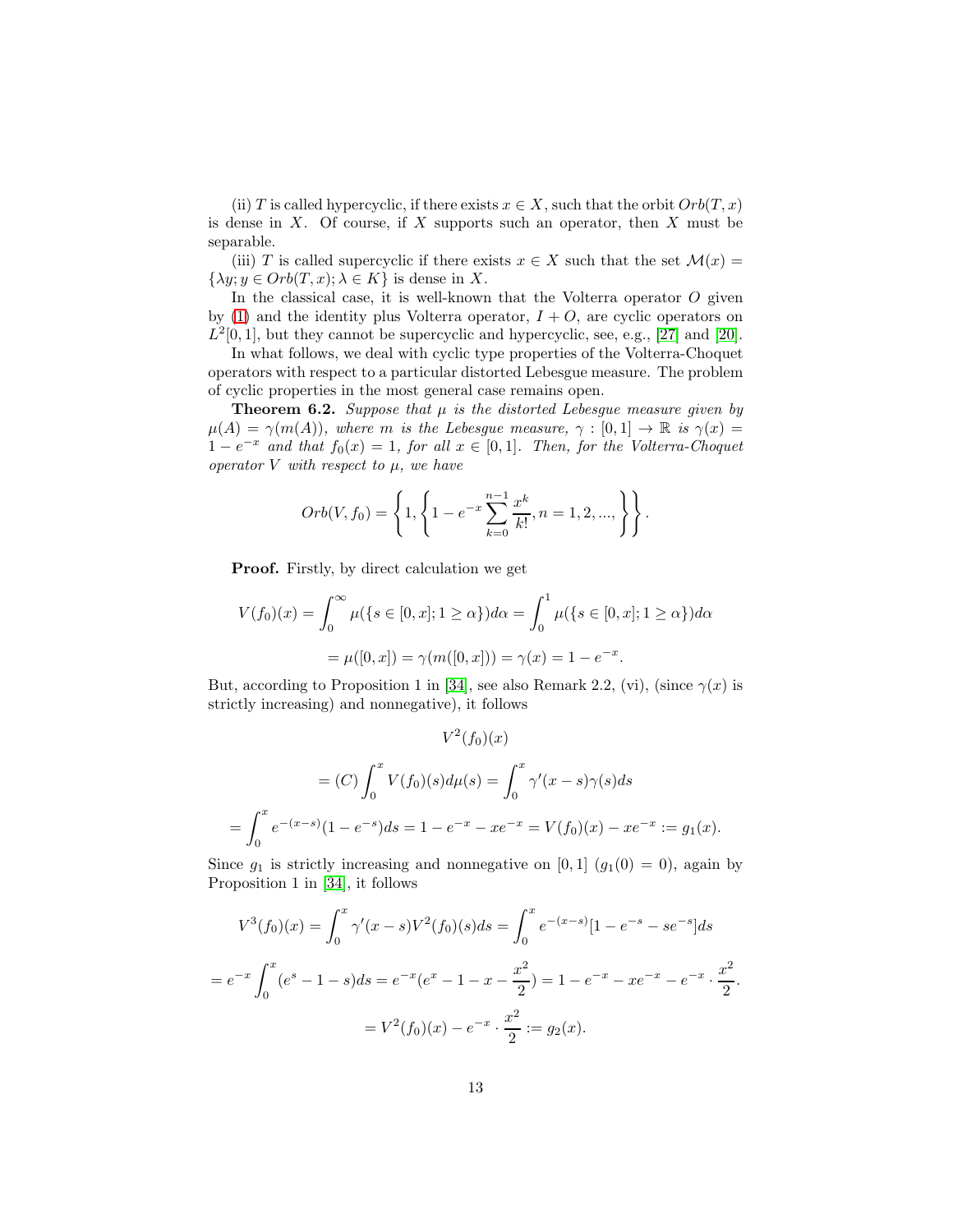(ii) $T$ is called hypercyclic, if there exists $x \in X$, such that the orbit $Orb(T, x)$ is dense in $X$. Of course, if $X$ supports such an operator, then $X$ must be separable.

(iii) $T$ is called supercyclic if there exists $x \in X$ such that the set $\mathcal{M}(x) = \{\lambda y; y \in Orb(T, x); \lambda \in K\}$ is dense in $X$.

In the classical case, it is well-known that the Volterra operator $O$ given by (1) and the identity plus Volterra operator, $I + O$, are cyclic operators on $L^2[0, 1]$, but they cannot be supercyclic and hypercyclic, see, e.g., [27] and [20].

In what follows, we deal with cyclic type properties of the Volterra-Choquet operators with respect to a particular distorted Lebesgue measure. The problem of cyclic properties in the most general case remains open.

**Theorem 6.2.** *Suppose that $\mu$ is the distorted Lebesgue measure given by $\mu(A) = \gamma(m(A))$, where $m$ is the Lebesgue measure, $\gamma : [0, 1] \to \mathbb{R}$ is $\gamma(x) = 1 - e^{-x}$ and that $f_0(x) = 1$, for all $x \in [0, 1]$. Then, for the Volterra-Choquet operator $V$ with respect to $\mu$, we have*

$$Orb(V, f_0) = \left\{1, \left\{1 - e^{-x} \sum_{k=0}^{n-1} \frac{x^k}{k!}, n = 1, 2, ..., \right\}\right\}.$$

**Proof.** Firstly, by direct calculation we get

$$V(f_0)(x) = \int_0^{\infty} \mu(\{s \in [0, x]; 1 \geq \alpha\})d\alpha = \int_0^1 \mu(\{s \in [0, x]; 1 \geq \alpha\})d\alpha$$

$$= \mu([0, x]) = \gamma(m([0, x])) = \gamma(x) = 1 - e^{-x}.$$

But, according to Proposition 1 in [34], see also Remark 2.2, (vi), (since $\gamma(x)$ is strictly increasing) and nonnegative), it follows

$$V^2(f_0)(x)$$

$$= (C)\int_0^x V(f_0)(s)d\mu(s) = \int_0^x \gamma'(x - s)\gamma(s)ds$$

$$= \int_0^x e^{-(x-s)}(1 - e^{-s})ds = 1 - e^{-x} - xe^{-x} = V(f_0)(x) - xe^{-x} := g_1(x).$$

Since $g_1$ is strictly increasing and nonnegative on $[0, 1]$ ($g_1(0) = 0$), again by Proposition 1 in [34], it follows

$$V^3(f_0)(x) = \int_0^x \gamma'(x - s)V^2(f_0)(s)ds = \int_0^x e^{-(x-s)}[1 - e^{-s} - se^{-s}]ds$$

$$= e^{-x} \int_0^x (e^s - 1 - s)ds = e^{-x}(e^x - 1 - x - \frac{x^2}{2}) = 1 - e^{-x} - xe^{-x} - e^{-x} \cdot \frac{x^2}{2}.$$

$$= V^2(f_0)(x) - e^{-x} \cdot \frac{x^2}{2} := g_2(x).$$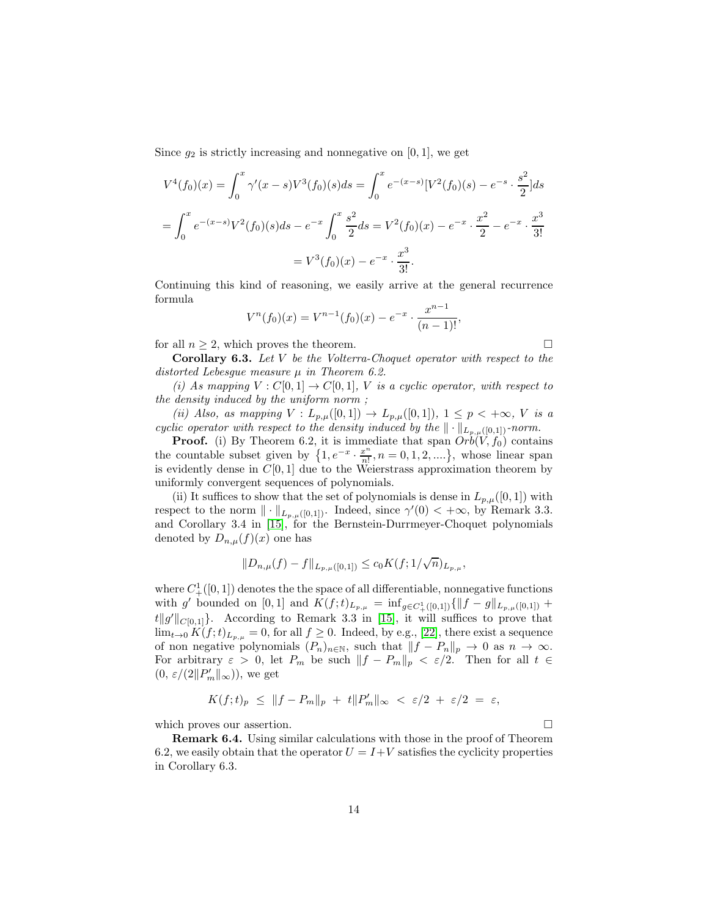Since $g_2$ is strictly increasing and nonnegative on $[0, 1]$, we get

$$V^4(f_0)(x) = \int_0^x \gamma'(x-s)V^3(f_0)(s)ds = \int_0^x e^{-(x-s)}[V^2(f_0)(s) - e^{-s} \cdot \frac{s^2}{2}]ds$$

$$= \int_0^x e^{-(x-s)}V^2(f_0)(s)ds - e^{-x}\int_0^x \frac{s^2}{2}ds = V^2(f_0)(x) - e^{-x} \cdot \frac{x^2}{2} - e^{-x} \cdot \frac{x^3}{3!}$$

$$= V^3(f_0)(x) - e^{-x} \cdot \frac{x^3}{3!}.$$

Continuing this kind of reasoning, we easily arrive at the general recurrence formula

$$V^n(f_0)(x) = V^{n-1}(f_0)(x) - e^{-x} \cdot \frac{x^{n-1}}{(n-1)!},$$

for all $n \geq 2$, which proves the theorem. $\square$

**Corollary 6.3.** *Let $V$ be the Volterra-Choquet operator with respect to the distorted Lebesgue measure $\mu$ in Theorem 6.2.*

*(i) As mapping $V : C[0, 1] \to C[0, 1]$, $V$ is a cyclic operator, with respect to the density induced by the uniform norm ;*

*(ii) Also, as mapping $V : L_{p,\mu}([0, 1]) \to L_{p,\mu}([0, 1])$, $1 \leq p < +\infty$, $V$ is a cyclic operator with respect to the density induced by the $\| \cdot \|_{L_{p,\mu}([0,1])}$-norm.*

**Proof.** (i) By Theorem 6.2, it is immediate that span $Orb(V, f_0)$ contains the countable subset given by $\{1, e^{-x} \cdot \frac{x^n}{n!}, n = 0, 1, 2, ....\}$, whose linear span is evidently dense in $C[0, 1]$ due to the Weierstrass approximation theorem by uniformly convergent sequences of polynomials.

(ii) It suffices to show that the set of polynomials is dense in $L_{p,\mu}([0, 1])$ with respect to the norm $\| \cdot \|_{L_{p,\mu}([0,1])}$. Indeed, since $\gamma'(0) < +\infty$, by Remark 3.3. and Corollary 3.4 in [15], for the Bernstein-Durrmeyer-Choquet polynomials denoted by $D_{n,\mu}(f)(x)$ one has

$$\|D_{n,\mu}(f) - f\|_{L_{p,\mu}([0,1])} \leq c_0 K(f; 1/\sqrt{n})_{L_{p,\mu}},$$

where $C^1_+([0, 1])$ denotes the the space of all differentiable, nonnegative functions with $g'$ bounded on $[0, 1]$ and $K(f; t)_{L_{p,\mu}} = \inf_{g \in C^1_+([0,1])}\{\|f - g\|_{L_{p,\mu}([0,1])} + t\|g'\|_{C[0,1]}\}$. According to Remark 3.3 in [15], it will suffices to prove that $\lim_{t\to 0} K(f; t)_{L_{p,\mu}} = 0$, for all $f \geq 0$. Indeed, by e.g., [22], there exist a sequence of non negative polynomials $(P_n)_{n\in\mathbb{N}}$, such that $\|f - P_n\|_p \to 0$ as $n \to \infty$. For arbitrary $\varepsilon > 0$, let $P_m$ be such $\|f - P_m\|_p < \varepsilon/2$. Then for all $t \in (0, \varepsilon/(2\|P'_m\|_\infty))$, we get

$$K(f; t)_p \leq \|f - P_m\|_p + t\|P'_m\|_\infty < \varepsilon/2 + \varepsilon/2 = \varepsilon,$$

which proves our assertion. $\square$

**Remark 6.4.** Using similar calculations with those in the proof of Theorem 6.2, we easily obtain that the operator $U = I + V$ satisfies the cyclicity properties in Corollary 6.3.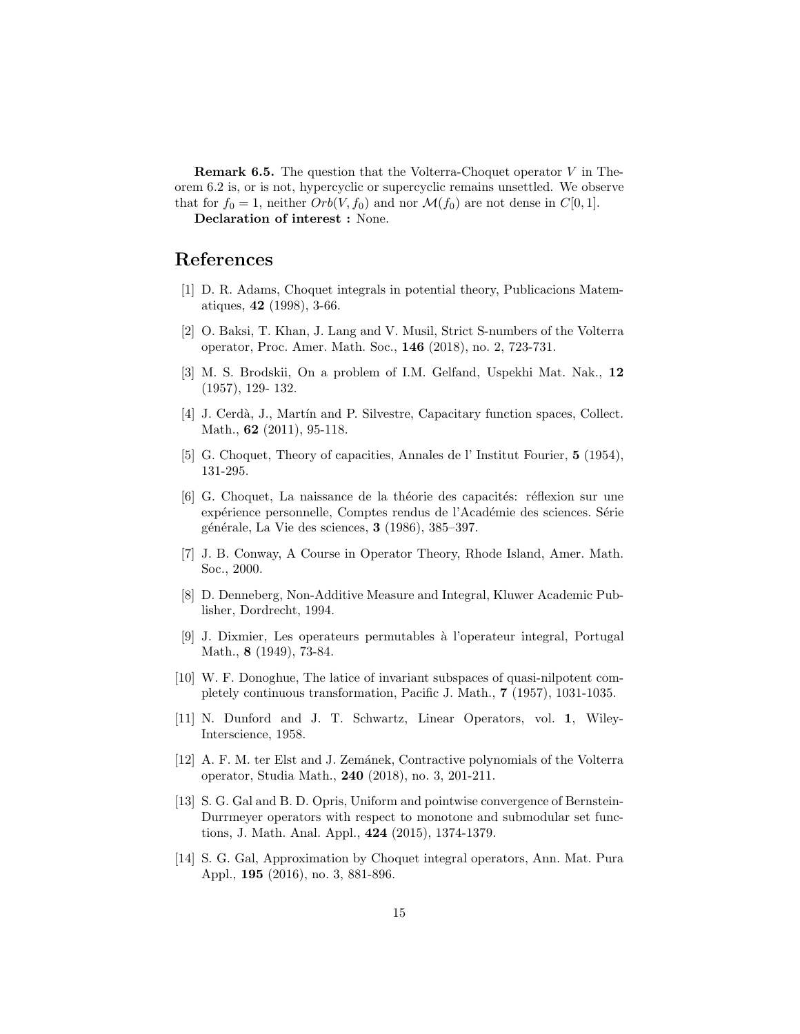**Remark 6.5.** The question that the Volterra-Choquet operator $V$ in Theorem 6.2 is, or is not, hypercyclic or supercyclic remains unsettled. We observe that for $f_0 = 1$, neither $Orb(V, f_0)$ and nor $\mathcal{M}(f_0)$ are not dense in $C[0, 1]$.

**Declaration of interest :** None.

# References

[1] D. R. Adams, Choquet integrals in potential theory, Publicacions Matematiques, **42** (1998), 3-66.

[2] O. Baksi, T. Khan, J. Lang and V. Musil, Strict S-numbers of the Volterra operator, Proc. Amer. Math. Soc., **146** (2018), no. 2, 723-731.

[3] M. S. Brodskii, On a problem of I.M. Gelfand, Uspekhi Mat. Nak., **12** (1957), 129- 132.

[4] J. Cerdà, J., Martín and P. Silvestre, Capacitary function spaces, Collect. Math., **62** (2011), 95-118.

[5] G. Choquet, Theory of capacities, Annales de l' Institut Fourier, **5** (1954), 131-295.

[6] G. Choquet, La naissance de la théorie des capacités: réflexion sur une expérience personnelle, Comptes rendus de l'Académie des sciences. Série générale, La Vie des sciences, **3** (1986), 385–397.

[7] J. B. Conway, A Course in Operator Theory, Rhode Island, Amer. Math. Soc., 2000.

[8] D. Denneberg, Non-Additive Measure and Integral, Kluwer Academic Publisher, Dordrecht, 1994.

[9] J. Dixmier, Les operateurs permutables à l'operateur integral, Portugal Math., **8** (1949), 73-84.

[10] W. F. Donoghue, The latice of invariant subspaces of quasi-nilpotent completely continuous transformation, Pacific J. Math., **7** (1957), 1031-1035.

[11] N. Dunford and J. T. Schwartz, Linear Operators, vol. **1**, Wiley-Interscience, 1958.

[12] A. F. M. ter Elst and J. Zemánek, Contractive polynomials of the Volterra operator, Studia Math., **240** (2018), no. 3, 201-211.

[13] S. G. Gal and B. D. Opris, Uniform and pointwise convergence of Bernstein-Durrmeyer operators with respect to monotone and submodular set functions, J. Math. Anal. Appl., **424** (2015), 1374-1379.

[14] S. G. Gal, Approximation by Choquet integral operators, Ann. Mat. Pura Appl., **195** (2016), no. 3, 881-896.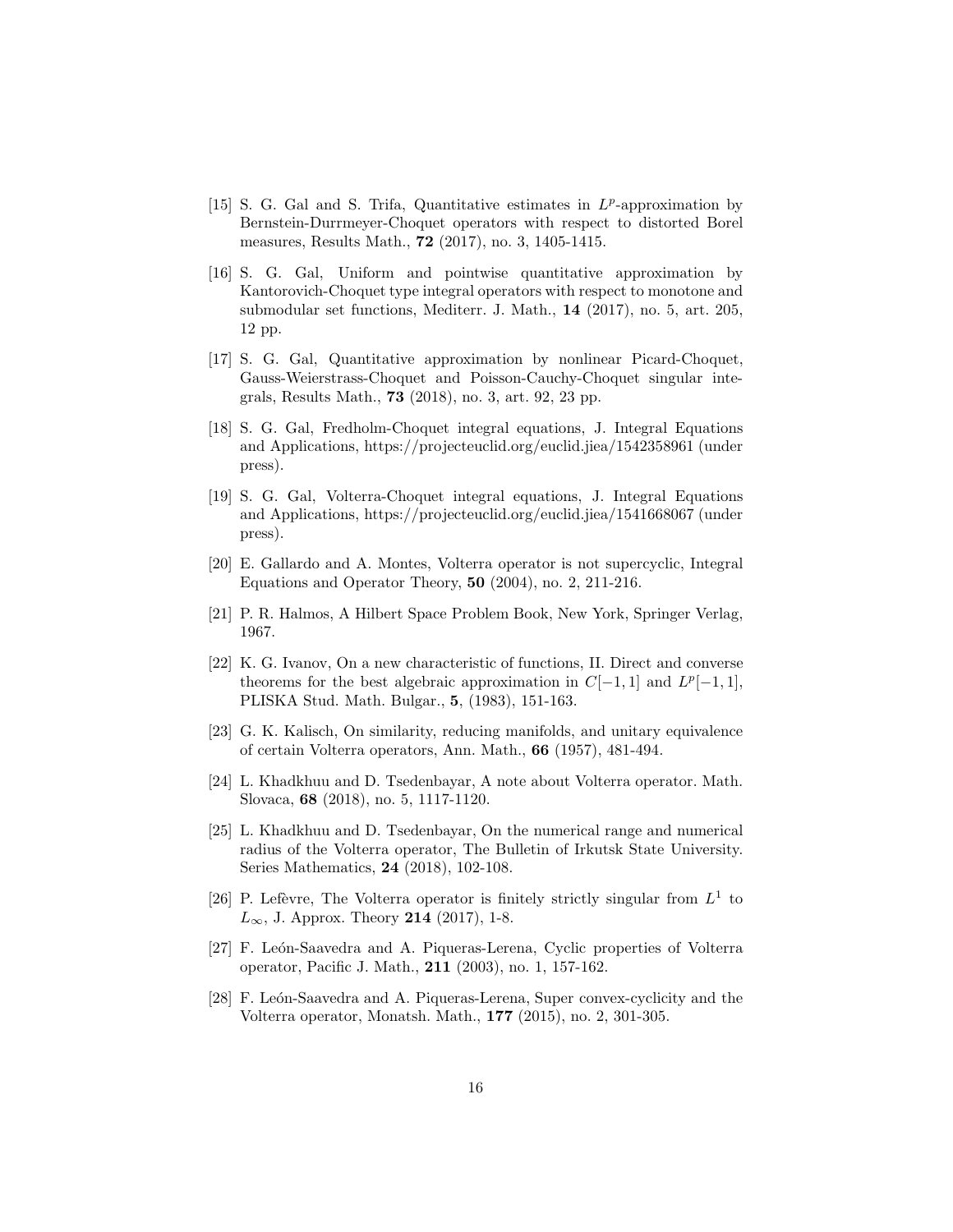[15] S. G. Gal and S. Trifa, Quantitative estimates in $L^p$-approximation by Bernstein-Durrmeyer-Choquet operators with respect to distorted Borel measures, Results Math., **72** (2017), no. 3, 1405-1415.

[16] S. G. Gal, Uniform and pointwise quantitative approximation by Kantorovich-Choquet type integral operators with respect to monotone and submodular set functions, Mediterr. J. Math., **14** (2017), no. 5, art. 205, 12 pp.

[17] S. G. Gal, Quantitative approximation by nonlinear Picard-Choquet, Gauss-Weierstrass-Choquet and Poisson-Cauchy-Choquet singular integrals, Results Math., **73** (2018), no. 3, art. 92, 23 pp.

[18] S. G. Gal, Fredholm-Choquet integral equations, J. Integral Equations and Applications, https://projecteuclid.org/euclid.jiea/1542358961 (under press).

[19] S. G. Gal, Volterra-Choquet integral equations, J. Integral Equations and Applications, https://projecteuclid.org/euclid.jiea/1541668067 (under press).

[20] E. Gallardo and A. Montes, Volterra operator is not supercyclic, Integral Equations and Operator Theory, **50** (2004), no. 2, 211-216.

[21] P. R. Halmos, A Hilbert Space Problem Book, New York, Springer Verlag, 1967.

[22] K. G. Ivanov, On a new characteristic of functions, II. Direct and converse theorems for the best algebraic approximation in $C[-1, 1]$ and $L^p[-1, 1]$, PLISKA Stud. Math. Bulgar., **5**, (1983), 151-163.

[23] G. K. Kalisch, On similarity, reducing manifolds, and unitary equivalence of certain Volterra operators, Ann. Math., **66** (1957), 481-494.

[24] L. Khadkhuu and D. Tsedenbayar, A note about Volterra operator. Math. Slovaca, **68** (2018), no. 5, 1117-1120.

[25] L. Khadkhuu and D. Tsedenbayar, On the numerical range and numerical radius of the Volterra operator, The Bulletin of Irkutsk State University. Series Mathematics, **24** (2018), 102-108.

[26] P. Lefèvre, The Volterra operator is finitely strictly singular from $L^1$ to $L_\infty$, J. Approx. Theory **214** (2017), 1-8.

[27] F. León-Saavedra and A. Piqueras-Lerena, Cyclic properties of Volterra operator, Pacific J. Math., **211** (2003), no. 1, 157-162.

[28] F. León-Saavedra and A. Piqueras-Lerena, Super convex-cyclicity and the Volterra operator, Monatsh. Math., **177** (2015), no. 2, 301-305.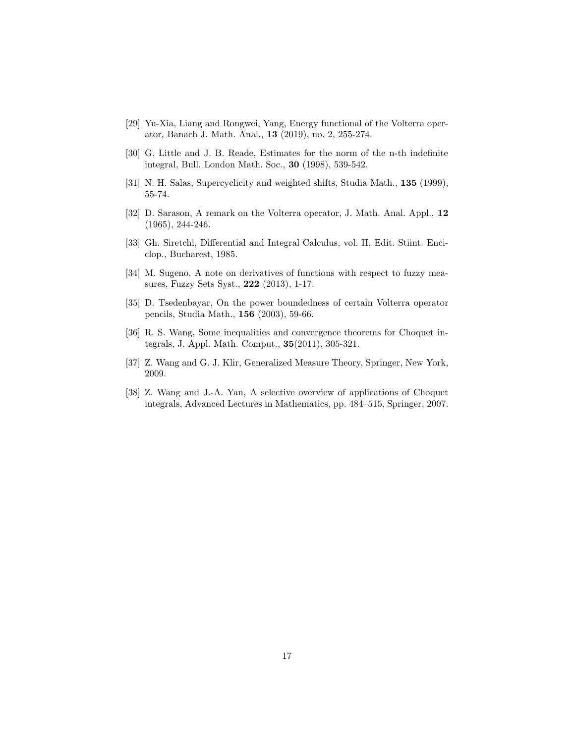[29] Yu-Xia, Liang and Rongwei, Yang, Energy functional of the Volterra operator, Banach J. Math. Anal., **13** (2019), no. 2, 255-274.

[30] G. Little and J. B. Reade, Estimates for the norm of the n-th indefinite integral, Bull. London Math. Soc., **30** (1998), 539-542.

[31] N. H. Salas, Supercyclicity and weighted shifts, Studia Math., **135** (1999), 55-74.

[32] D. Sarason, A remark on the Volterra operator, J. Math. Anal. Appl., **12** (1965), 244-246.

[33] Gh. Siretchi, Differential and Integral Calculus, vol. II, Edit. Stiint. Enciclop., Bucharest, 1985.

[34] M. Sugeno, A note on derivatives of functions with respect to fuzzy measures, Fuzzy Sets Syst., **222** (2013), 1-17.

[35] D. Tsedenbayar, On the power boundedness of certain Volterra operator pencils, Studia Math., **156** (2003), 59-66.

[36] R. S. Wang, Some inequalities and convergence theorems for Choquet integrals, J. Appl. Math. Comput., **35**(2011), 305-321.

[37] Z. Wang and G. J. Klir, Generalized Measure Theory, Springer, New York, 2009.

[38] Z. Wang and J.-A. Yan, A selective overview of applications of Choquet integrals, Advanced Lectures in Mathematics, pp. 484–515, Springer, 2007.